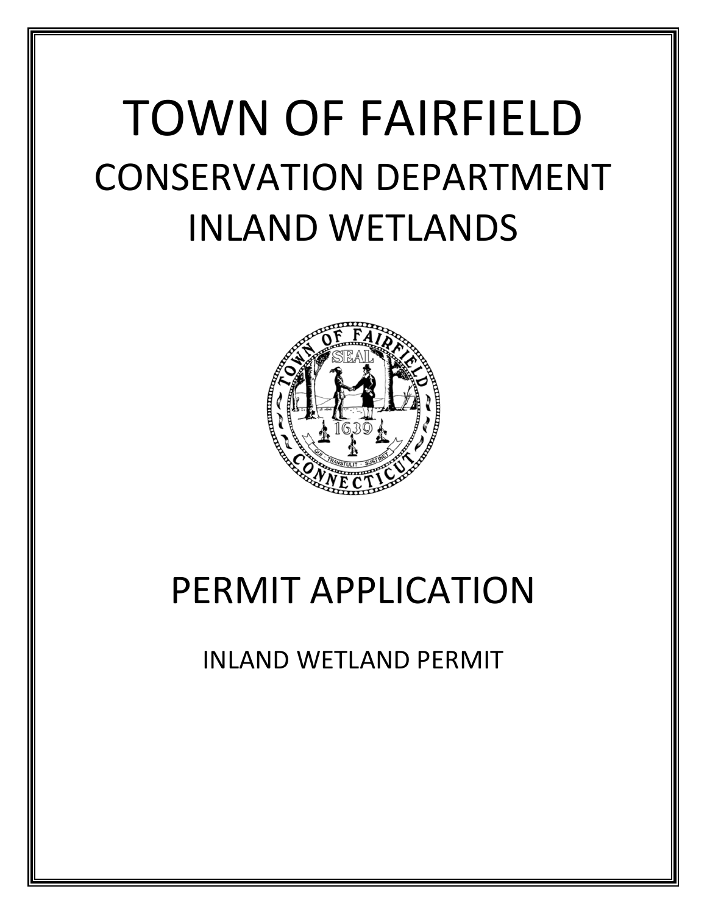# TOWN OF FAIRFIELD

## CONSERVATION DEPARTMENT

## INLAND WETLANDS

# PERMIT APPLICATION

INLAND WETLAND PERMIT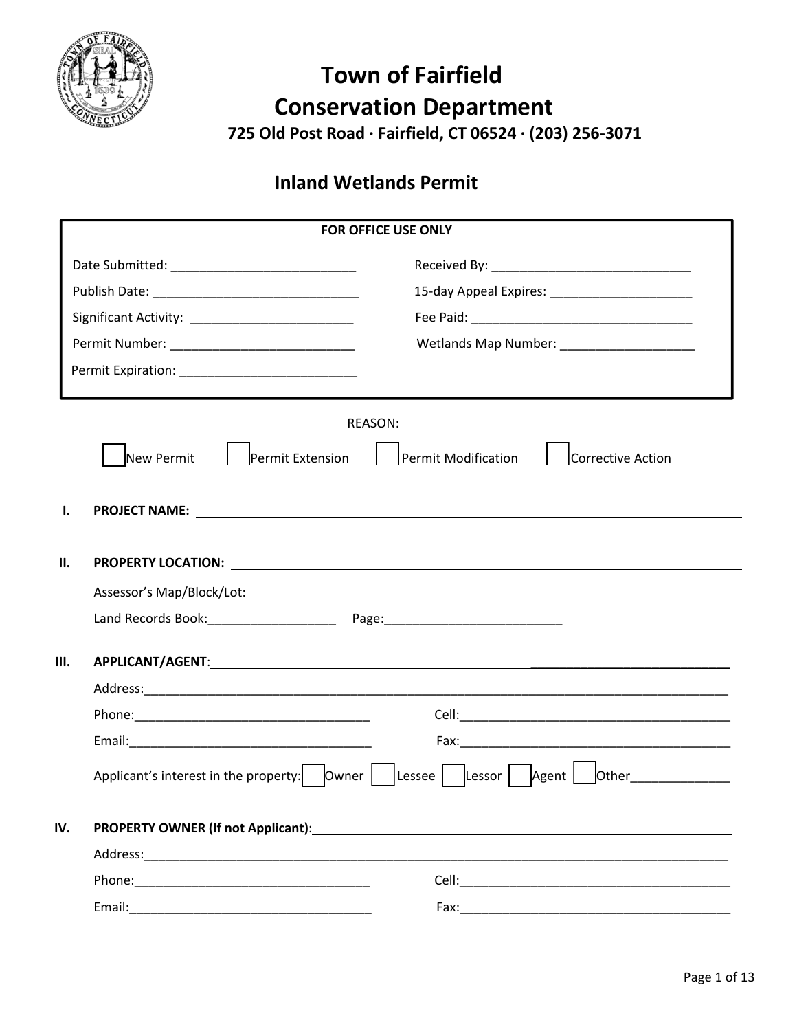# Town of Fairfield
# Conservation Department

**725 Old Post Road · Fairfield, CT 06524 · (203) 256-3071**

## Inland Wetlands Permit

| **FOR OFFICE USE ONLY** | |
|---|---|
| Date Submitted: ___________________________ | Received By: _____________________________ |
| Publish Date: ______________________________ | 15-day Appeal Expires: ____________________ |
| Significant Activity: _______________________ | Fee Paid: ________________________________ |
| Permit Number: ___________________________ | Wetlands Map Number: ___________________ |
| Permit Expiration: _________________________ | |

REASON:

☐ New Permit ☐ Permit Extension ☐ Permit Modification ☐ Corrective Action

**I. PROJECT NAME:** ______________________________________________

**II. PROPERTY LOCATION:** ______________________________________________

Assessor's Map/Block/Lot: ______________________________________________

Land Records Book: ___________________ Page: __________________________

**III. APPLICANT/AGENT:** ______________________________________________

Address: ______________________________________________

Phone: __________________________________ Cell: __________________________________

Email: __________________________________ Fax: __________________________________

Applicant's interest in the property: ☐ Owner ☐ Lessee ☐ Lessor ☐ Agent ☐ Other______________

**IV. PROPERTY OWNER (If not Applicant):** ______________________________________________

Address: ______________________________________________

Phone: __________________________________ Cell: __________________________________

Email: __________________________________ Fax: __________________________________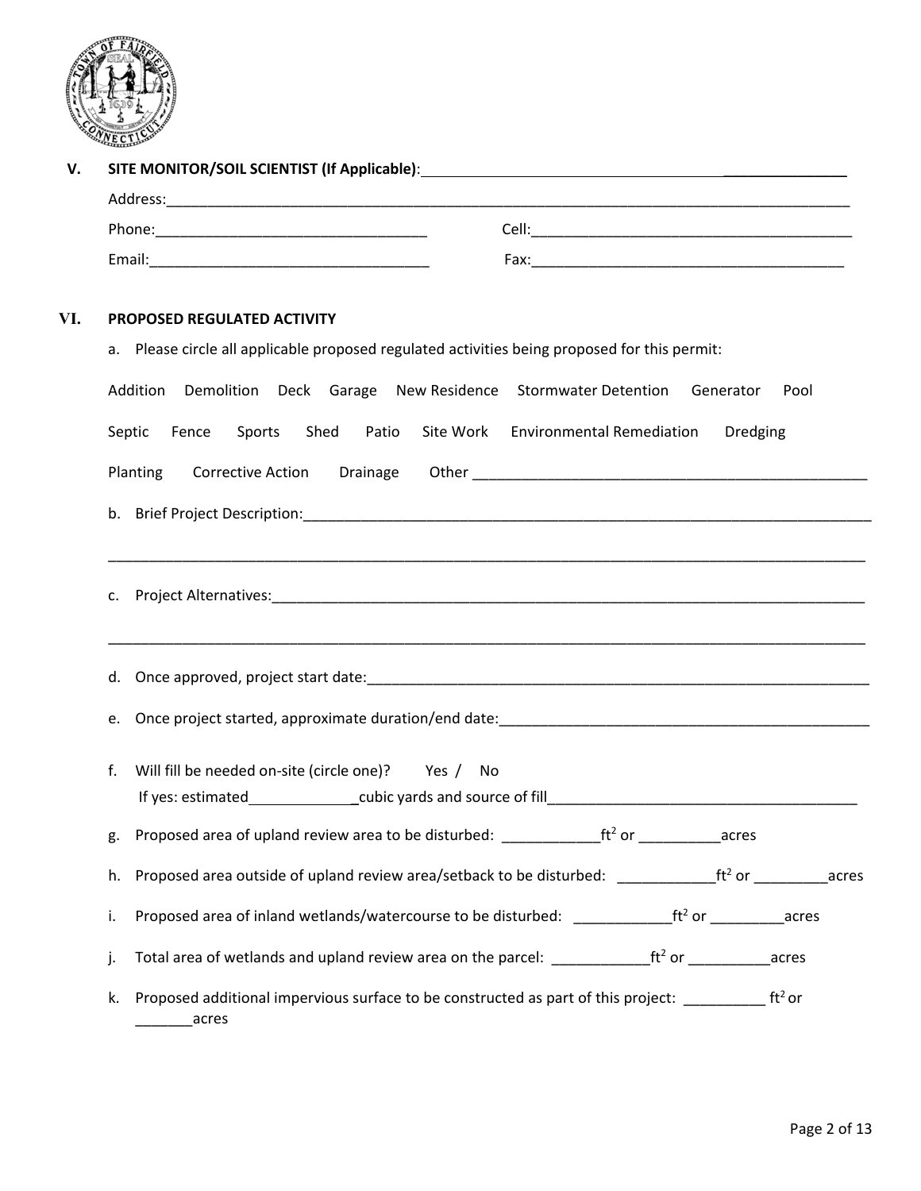## V. SITE MONITOR/SOIL SCIENTIST (If Applicable):____________________________________________________

Address:_______________________________________________________________________________

Phone:________________________________ Cell:______________________________________

Email:_________________________________ Fax:______________________________________

## VI. PROPOSED REGULATED ACTIVITY

a. Please circle all applicable proposed regulated activities being proposed for this permit:

Addition Demolition Deck Garage New Residence Stormwater Detention Generator Pool

Septic Fence Sports Shed Patio Site Work Environmental Remediation Dredging

Planting Corrective Action Drainage Other ___________________________________________

b. Brief Project Description:___________________________________________________________

_______________________________________________________________________________

c. Project Alternatives:_______________________________________________________________

_______________________________________________________________________________

d. Once approved, project start date:____________________________________________________

e. Once project started, approximate duration/end date:_____________________________________

f. Will fill be needed on-site (circle one)? Yes / No

If yes: estimated_____________cubic yards and source of fill_______________________________

g. Proposed area of upland review area to be disturbed: ___________$ft^2$ or __________acres

h. Proposed area outside of upland review area/setback to be disturbed: ___________$ft^2$ or _________acres

i. Proposed area of inland wetlands/watercourse to be disturbed: ___________$ft^2$ or _________acres

j. Total area of wetlands and upland review area on the parcel: ___________$ft^2$ or __________acres

k. Proposed additional impervious surface to be constructed as part of this project: __________ $ft^2$ or _______acres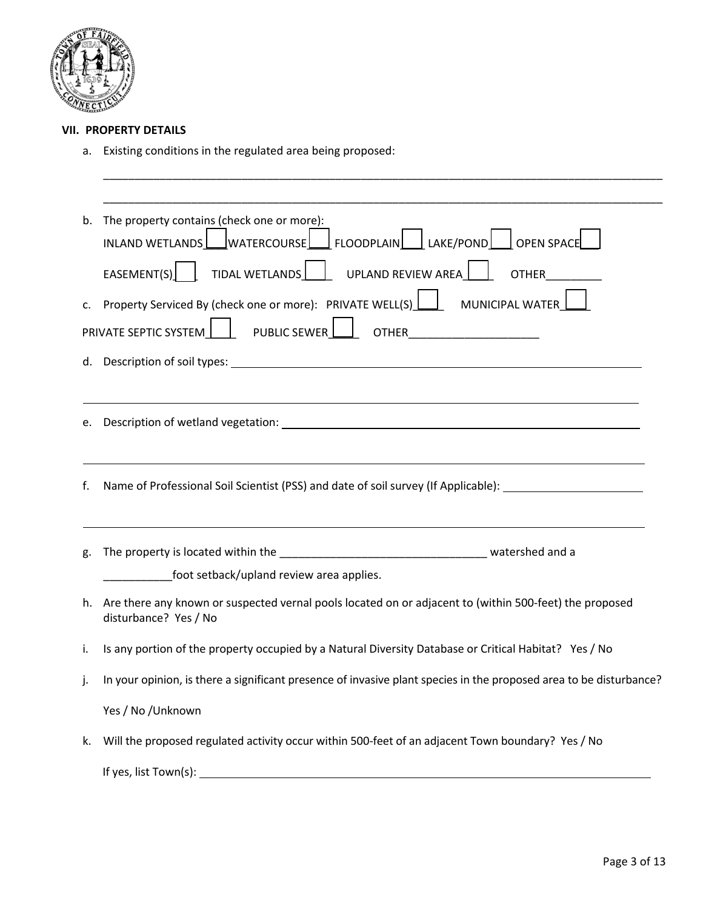## VII. PROPERTY DETAILS

a. Existing conditions in the regulated area being proposed:

____________________________________________________________________________________________

____________________________________________________________________________________________

b. The property contains (check one or more):

INLAND WETLANDS ☐ WATERCOURSE ☐ FLOODPLAIN ☐ LAKE/POND ☐ OPEN SPACE ☐

EASEMENT(S) ☐ TIDAL WETLANDS ☐ UPLAND REVIEW AREA ☐ OTHER_________

c. Property Serviced By (check one or more): PRIVATE WELL(S) ☐ MUNICIPAL WATER ☐

PRIVATE SEPTIC SYSTEM ☐ PUBLIC SEWER ☐ OTHER_____________________

d. Description of soil types: ______________________________________________________________

____________________________________________________________________________________________

e. Description of wetland vegetation: ______________________________________________________

____________________________________________________________________________________________

f. Name of Professional Soil Scientist (PSS) and date of soil survey (If Applicable): ______________________

____________________________________________________________________________________________

g. The property is located within the _________________________________ watershed and a ___________foot setback/upland review area applies.

h. Are there any known or suspected vernal pools located on or adjacent to (within 500-feet) the proposed disturbance? Yes / No

i. Is any portion of the property occupied by a Natural Diversity Database or Critical Habitat? Yes / No

j. In your opinion, is there a significant presence of invasive plant species in the proposed area to be disturbance?

Yes / No /Unknown

k. Will the proposed regulated activity occur within 500-feet of an adjacent Town boundary? Yes / No

If yes, list Town(s): ______________________________________________________________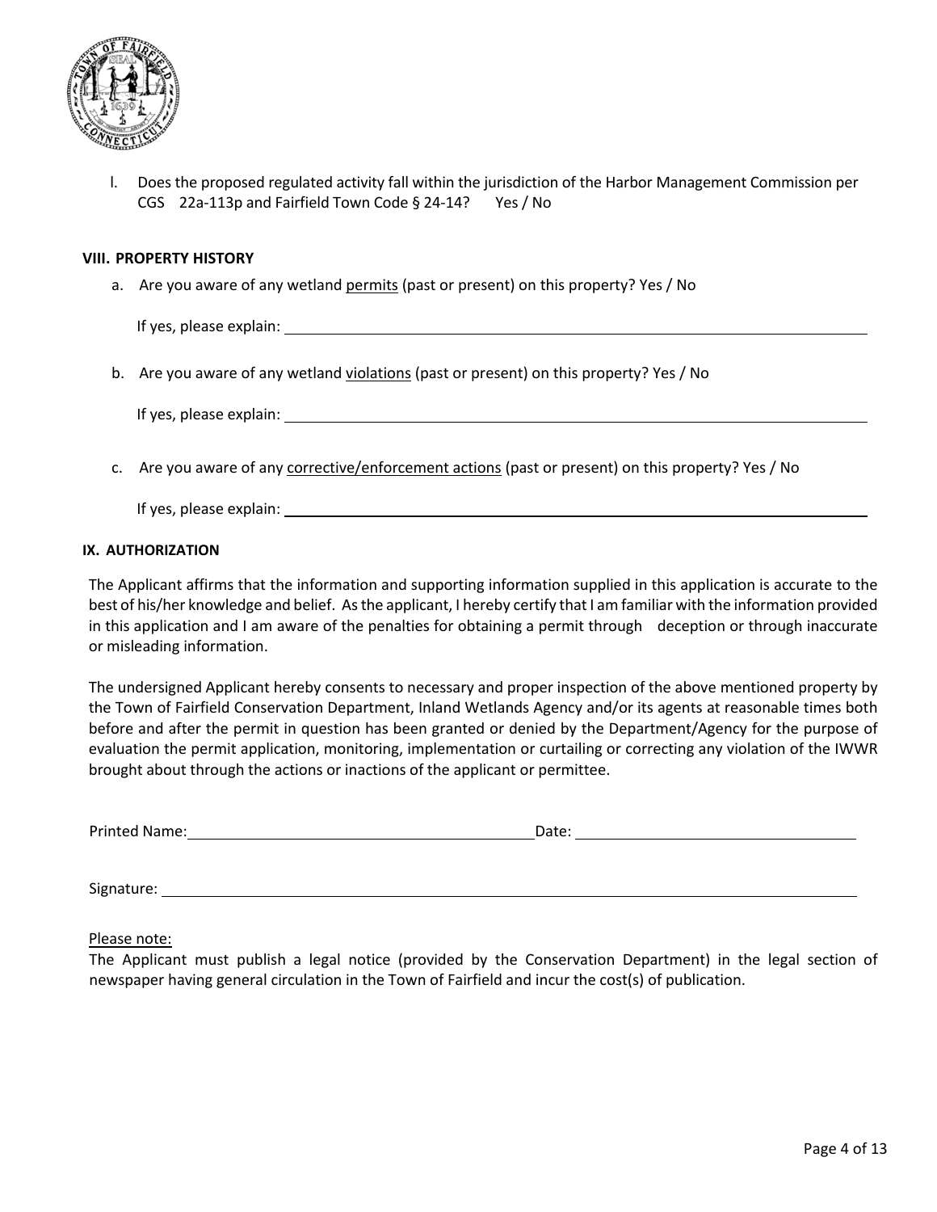l. Does the proposed regulated activity fall within the jurisdiction of the Harbor Management Commission per CGS 22a-113p and Fairfield Town Code § 24-14? Yes / No

**VIII. PROPERTY HISTORY**

a. Are you aware of any wetland <u>permits</u> (past or present) on this property? Yes / No

   If yes, please explain: ______________________________

b. Are you aware of any wetland <u>violations</u> (past or present) on this property? Yes / No

   If yes, please explain: ______________________________

c. Are you aware of any <u>corrective/enforcement actions</u> (past or present) on this property? Yes / No

   If yes, please explain: ______________________________

**IX. AUTHORIZATION**

The Applicant affirms that the information and supporting information supplied in this application is accurate to the best of his/her knowledge and belief. As the applicant, I hereby certify that I am familiar with the information provided in this application and I am aware of the penalties for obtaining a permit through deception or through inaccurate or misleading information.

The undersigned Applicant hereby consents to necessary and proper inspection of the above mentioned property by the Town of Fairfield Conservation Department, Inland Wetlands Agency and/or its agents at reasonable times both before and after the permit in question has been granted or denied by the Department/Agency for the purpose of evaluation the permit application, monitoring, implementation or curtailing or correcting any violation of the IWWR brought about through the actions or inactions of the applicant or permittee.

Printed Name: ______________________________ Date: ______________________________

Signature: ______________________________

<u>Please note:</u>
The Applicant must publish a legal notice (provided by the Conservation Department) in the legal section of newspaper having general circulation in the Town of Fairfield and incur the cost(s) of publication.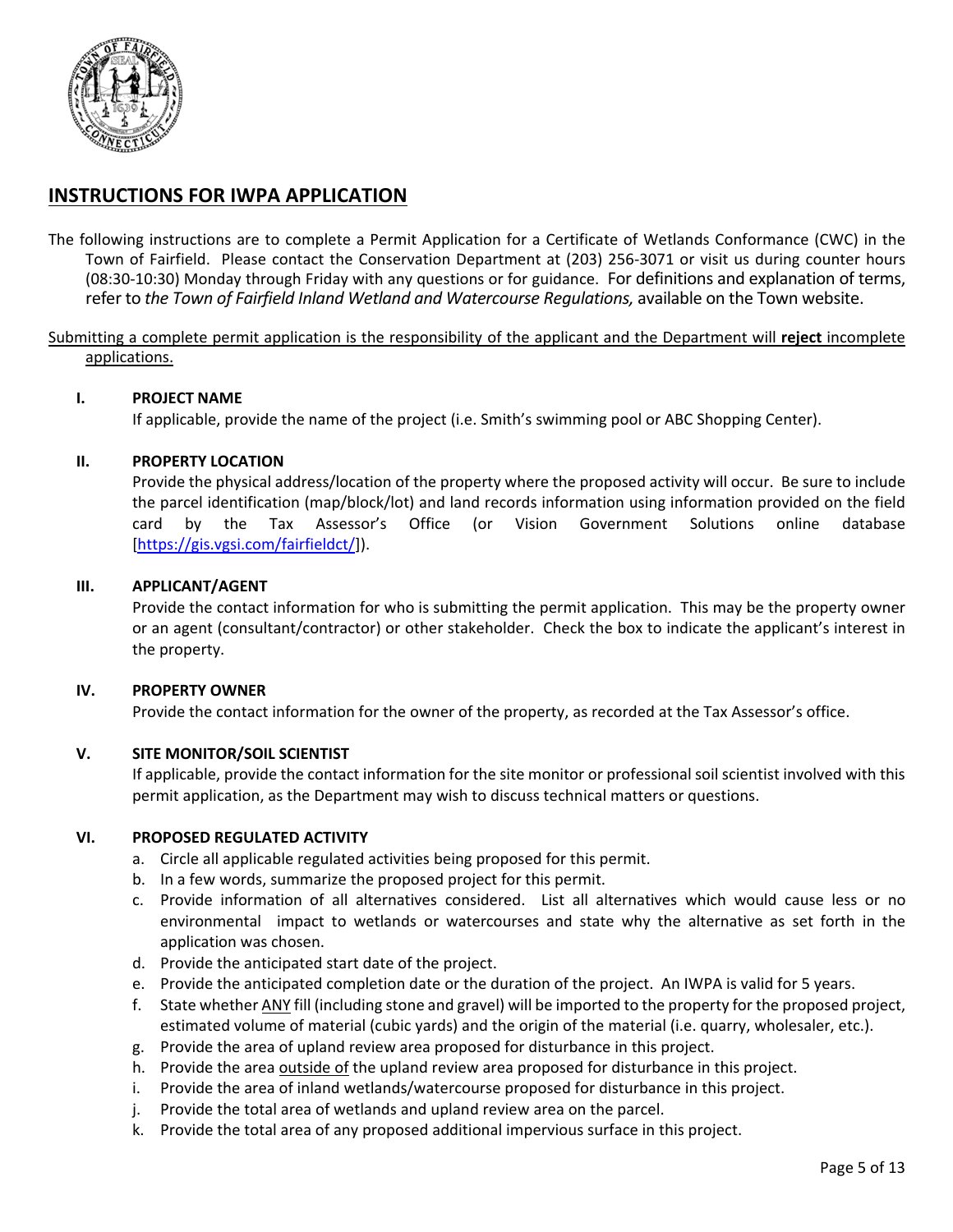## INSTRUCTIONS FOR IWPA APPLICATION

The following instructions are to complete a Permit Application for a Certificate of Wetlands Conformance (CWC) in the Town of Fairfield. Please contact the Conservation Department at (203) 256-3071 or visit us during counter hours (08:30-10:30) Monday through Friday with any questions or for guidance. For definitions and explanation of terms, refer to *the Town of Fairfield Inland Wetland and Watercourse Regulations,* available on the Town website.

Submitting a complete permit application is the responsibility of the applicant and the Department will **reject** incomplete applications.

### I. PROJECT NAME

If applicable, provide the name of the project (i.e. Smith's swimming pool or ABC Shopping Center).

### II. PROPERTY LOCATION

Provide the physical address/location of the property where the proposed activity will occur. Be sure to include the parcel identification (map/block/lot) and land records information using information provided on the field card by the Tax Assessor's Office (or Vision Government Solutions online database [https://gis.vgsi.com/fairfieldct/]).

### III. APPLICANT/AGENT

Provide the contact information for who is submitting the permit application. This may be the property owner or an agent (consultant/contractor) or other stakeholder. Check the box to indicate the applicant's interest in the property.

### IV. PROPERTY OWNER

Provide the contact information for the owner of the property, as recorded at the Tax Assessor's office.

### V. SITE MONITOR/SOIL SCIENTIST

If applicable, provide the contact information for the site monitor or professional soil scientist involved with this permit application, as the Department may wish to discuss technical matters or questions.

### VI. PROPOSED REGULATED ACTIVITY

a. Circle all applicable regulated activities being proposed for this permit.
b. In a few words, summarize the proposed project for this permit.
c. Provide information of all alternatives considered. List all alternatives which would cause less or no environmental impact to wetlands or watercourses and state why the alternative as set forth in the application was chosen.
d. Provide the anticipated start date of the project.
e. Provide the anticipated completion date or the duration of the project. An IWPA is valid for 5 years.
f. State whether ANY fill (including stone and gravel) will be imported to the property for the proposed project, estimated volume of material (cubic yards) and the origin of the material (i.e. quarry, wholesaler, etc.).
g. Provide the area of upland review area proposed for disturbance in this project.
h. Provide the area outside of the upland review area proposed for disturbance in this project.
i. Provide the area of inland wetlands/watercourse proposed for disturbance in this project.
j. Provide the total area of wetlands and upland review area on the parcel.
k. Provide the total area of any proposed additional impervious surface in this project.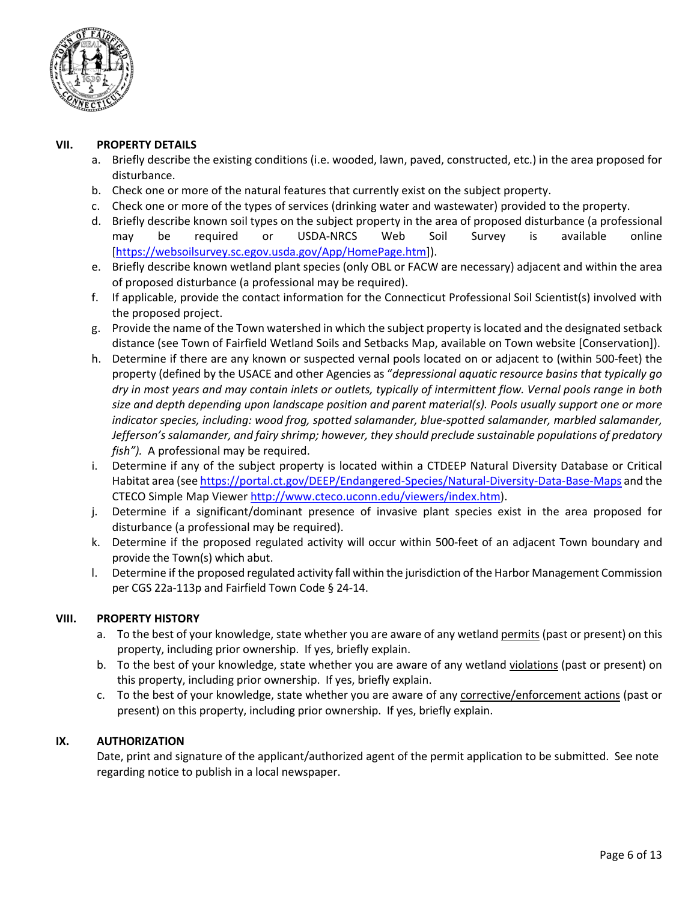## VII. PROPERTY DETAILS

a. Briefly describe the existing conditions (i.e. wooded, lawn, paved, constructed, etc.) in the area proposed for disturbance.

b. Check one or more of the natural features that currently exist on the subject property.

c. Check one or more of the types of services (drinking water and wastewater) provided to the property.

d. Briefly describe known soil types on the subject property in the area of proposed disturbance (a professional may be required or USDA-NRCS Web Soil Survey is available online [https://websoilsurvey.sc.egov.usda.gov/App/HomePage.htm]).

e. Briefly describe known wetland plant species (only OBL or FACW are necessary) adjacent and within the area of proposed disturbance (a professional may be required).

f. If applicable, provide the contact information for the Connecticut Professional Soil Scientist(s) involved with the proposed project.

g. Provide the name of the Town watershed in which the subject property is located and the designated setback distance (see Town of Fairfield Wetland Soils and Setbacks Map, available on Town website [Conservation]).

h. Determine if there are any known or suspected vernal pools located on or adjacent to (within 500-feet) the property (defined by the USACE and other Agencies as "*depressional aquatic resource basins that typically go dry in most years and may contain inlets or outlets, typically of intermittent flow. Vernal pools range in both size and depth depending upon landscape position and parent material(s). Pools usually support one or more indicator species, including: wood frog, spotted salamander, blue-spotted salamander, marbled salamander, Jefferson's salamander, and fairy shrimp; however, they should preclude sustainable populations of predatory fish").* A professional may be required.

i. Determine if any of the subject property is located within a CTDEEP Natural Diversity Database or Critical Habitat area (see https://portal.ct.gov/DEEP/Endangered-Species/Natural-Diversity-Data-Base-Maps and the CTECO Simple Map Viewer http://www.cteco.uconn.edu/viewers/index.htm).

j. Determine if a significant/dominant presence of invasive plant species exist in the area proposed for disturbance (a professional may be required).

k. Determine if the proposed regulated activity will occur within 500-feet of an adjacent Town boundary and provide the Town(s) which abut.

l. Determine if the proposed regulated activity fall within the jurisdiction of the Harbor Management Commission per CGS 22a-113p and Fairfield Town Code § 24-14.

## VIII. PROPERTY HISTORY

a. To the best of your knowledge, state whether you are aware of any wetland <u>permits</u> (past or present) on this property, including prior ownership. If yes, briefly explain.

b. To the best of your knowledge, state whether you are aware of any wetland <u>violations</u> (past or present) on this property, including prior ownership. If yes, briefly explain.

c. To the best of your knowledge, state whether you are aware of any <u>corrective/enforcement actions</u> (past or present) on this property, including prior ownership. If yes, briefly explain.

## IX. AUTHORIZATION

Date, print and signature of the applicant/authorized agent of the permit application to be submitted. See note regarding notice to publish in a local newspaper.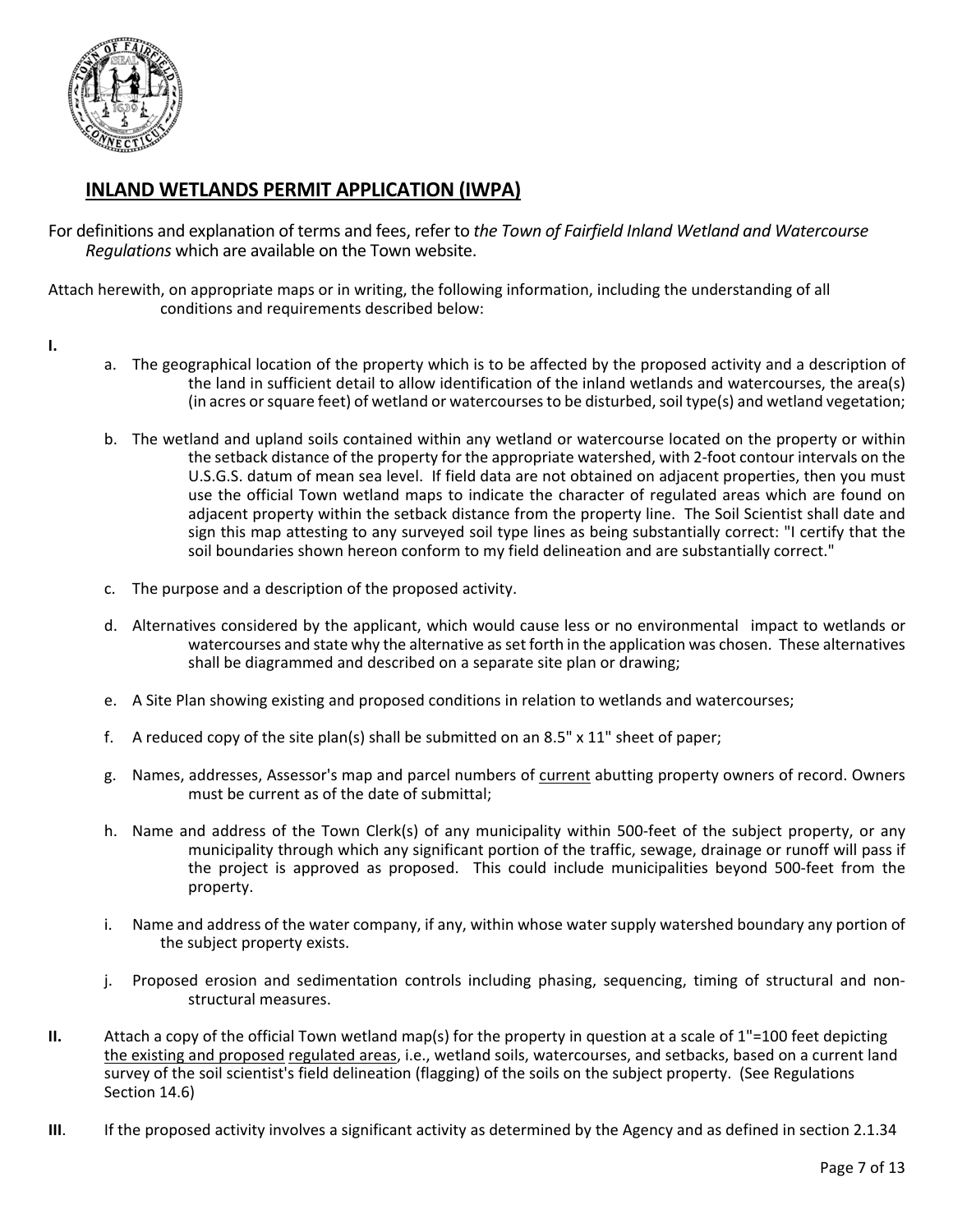## INLAND WETLANDS PERMIT APPLICATION (IWPA)

For definitions and explanation of terms and fees, refer to *the Town of Fairfield Inland Wetland and Watercourse Regulations* which are available on the Town website.

Attach herewith, on appropriate maps or in writing, the following information, including the understanding of all conditions and requirements described below:

**I.**

a. The geographical location of the property which is to be affected by the proposed activity and a description of the land in sufficient detail to allow identification of the inland wetlands and watercourses, the area(s) (in acres or square feet) of wetland or watercourses to be disturbed, soil type(s) and wetland vegetation;

b. The wetland and upland soils contained within any wetland or watercourse located on the property or within the setback distance of the property for the appropriate watershed, with 2-foot contour intervals on the U.S.G.S. datum of mean sea level. If field data are not obtained on adjacent properties, then you must use the official Town wetland maps to indicate the character of regulated areas which are found on adjacent property within the setback distance from the property line. The Soil Scientist shall date and sign this map attesting to any surveyed soil type lines as being substantially correct: "I certify that the soil boundaries shown hereon conform to my field delineation and are substantially correct."

c. The purpose and a description of the proposed activity.

d. Alternatives considered by the applicant, which would cause less or no environmental impact to wetlands or watercourses and state why the alternative as set forth in the application was chosen. These alternatives shall be diagrammed and described on a separate site plan or drawing;

e. A Site Plan showing existing and proposed conditions in relation to wetlands and watercourses;

f. A reduced copy of the site plan(s) shall be submitted on an 8.5" x 11" sheet of paper;

g. Names, addresses, Assessor's map and parcel numbers of <u>current</u> abutting property owners of record. Owners must be current as of the date of submittal;

h. Name and address of the Town Clerk(s) of any municipality within 500-feet of the subject property, or any municipality through which any significant portion of the traffic, sewage, drainage or runoff will pass if the project is approved as proposed. This could include municipalities beyond 500-feet from the property.

i. Name and address of the water company, if any, within whose water supply watershed boundary any portion of the subject property exists.

j. Proposed erosion and sedimentation controls including phasing, sequencing, timing of structural and non-structural measures.

**II.** Attach a copy of the official Town wetland map(s) for the property in question at a scale of 1"=100 feet depicting <u>the existing and proposed</u> <u>regulated areas</u>, i.e., wetland soils, watercourses, and setbacks, based on a current land survey of the soil scientist's field delineation (flagging) of the soils on the subject property. (See Regulations Section 14.6)

**III**. If the proposed activity involves a significant activity as determined by the Agency and as defined in section 2.1.34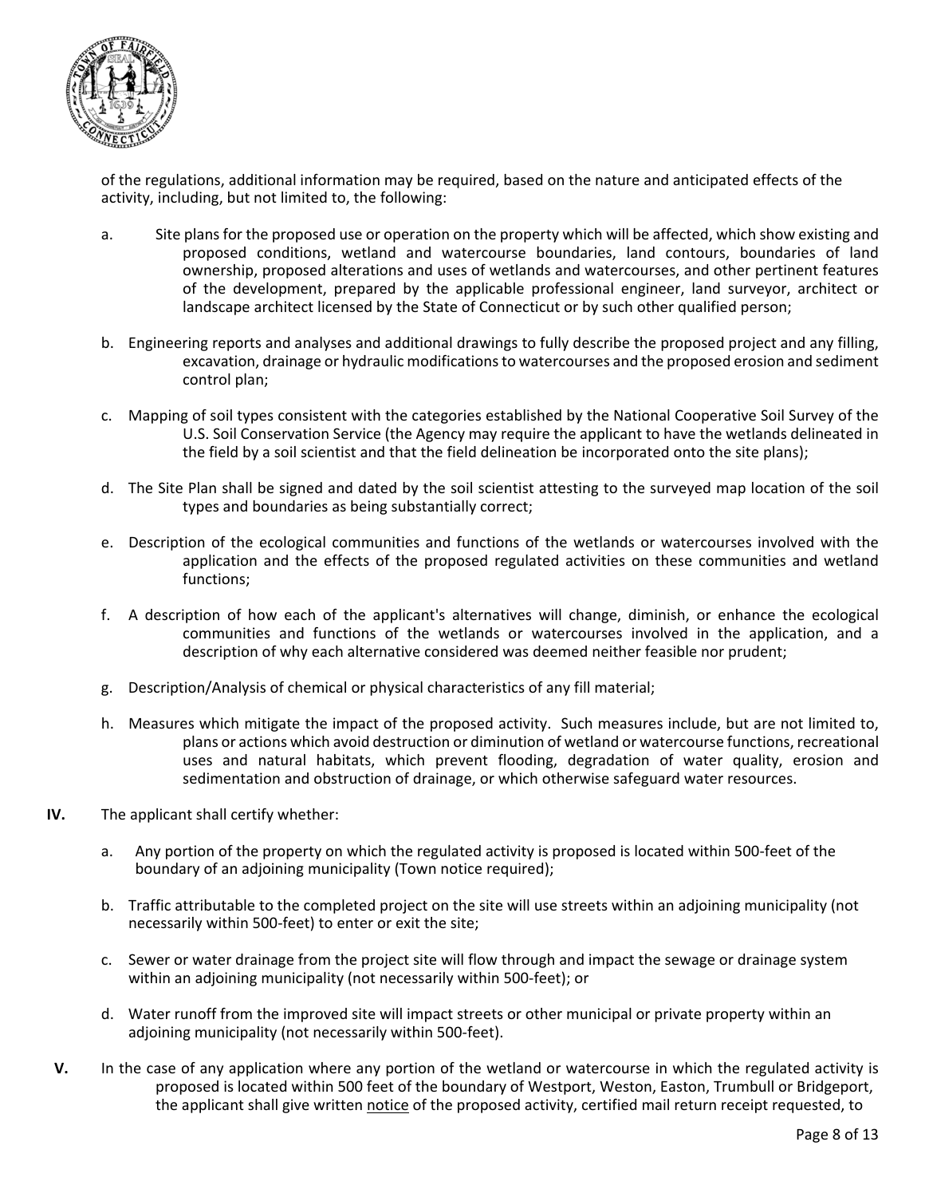of the regulations, additional information may be required, based on the nature and anticipated effects of the activity, including, but not limited to, the following:

a. Site plans for the proposed use or operation on the property which will be affected, which show existing and proposed conditions, wetland and watercourse boundaries, land contours, boundaries of land ownership, proposed alterations and uses of wetlands and watercourses, and other pertinent features of the development, prepared by the applicable professional engineer, land surveyor, architect or landscape architect licensed by the State of Connecticut or by such other qualified person;

b. Engineering reports and analyses and additional drawings to fully describe the proposed project and any filling, excavation, drainage or hydraulic modifications to watercourses and the proposed erosion and sediment control plan;

c. Mapping of soil types consistent with the categories established by the National Cooperative Soil Survey of the U.S. Soil Conservation Service (the Agency may require the applicant to have the wetlands delineated in the field by a soil scientist and that the field delineation be incorporated onto the site plans);

d. The Site Plan shall be signed and dated by the soil scientist attesting to the surveyed map location of the soil types and boundaries as being substantially correct;

e. Description of the ecological communities and functions of the wetlands or watercourses involved with the application and the effects of the proposed regulated activities on these communities and wetland functions;

f. A description of how each of the applicant's alternatives will change, diminish, or enhance the ecological communities and functions of the wetlands or watercourses involved in the application, and a description of why each alternative considered was deemed neither feasible nor prudent;

g. Description/Analysis of chemical or physical characteristics of any fill material;

h. Measures which mitigate the impact of the proposed activity. Such measures include, but are not limited to, plans or actions which avoid destruction or diminution of wetland or watercourse functions, recreational uses and natural habitats, which prevent flooding, degradation of water quality, erosion and sedimentation and obstruction of drainage, or which otherwise safeguard water resources.

**IV.** The applicant shall certify whether:

a. Any portion of the property on which the regulated activity is proposed is located within 500-feet of the boundary of an adjoining municipality (Town notice required);

b. Traffic attributable to the completed project on the site will use streets within an adjoining municipality (not necessarily within 500-feet) to enter or exit the site;

c. Sewer or water drainage from the project site will flow through and impact the sewage or drainage system within an adjoining municipality (not necessarily within 500-feet); or

d. Water runoff from the improved site will impact streets or other municipal or private property within an adjoining municipality (not necessarily within 500-feet).

**V.** In the case of any application where any portion of the wetland or watercourse in which the regulated activity is proposed is located within 500 feet of the boundary of Westport, Weston, Easton, Trumbull or Bridgeport, the applicant shall give written notice of the proposed activity, certified mail return receipt requested, to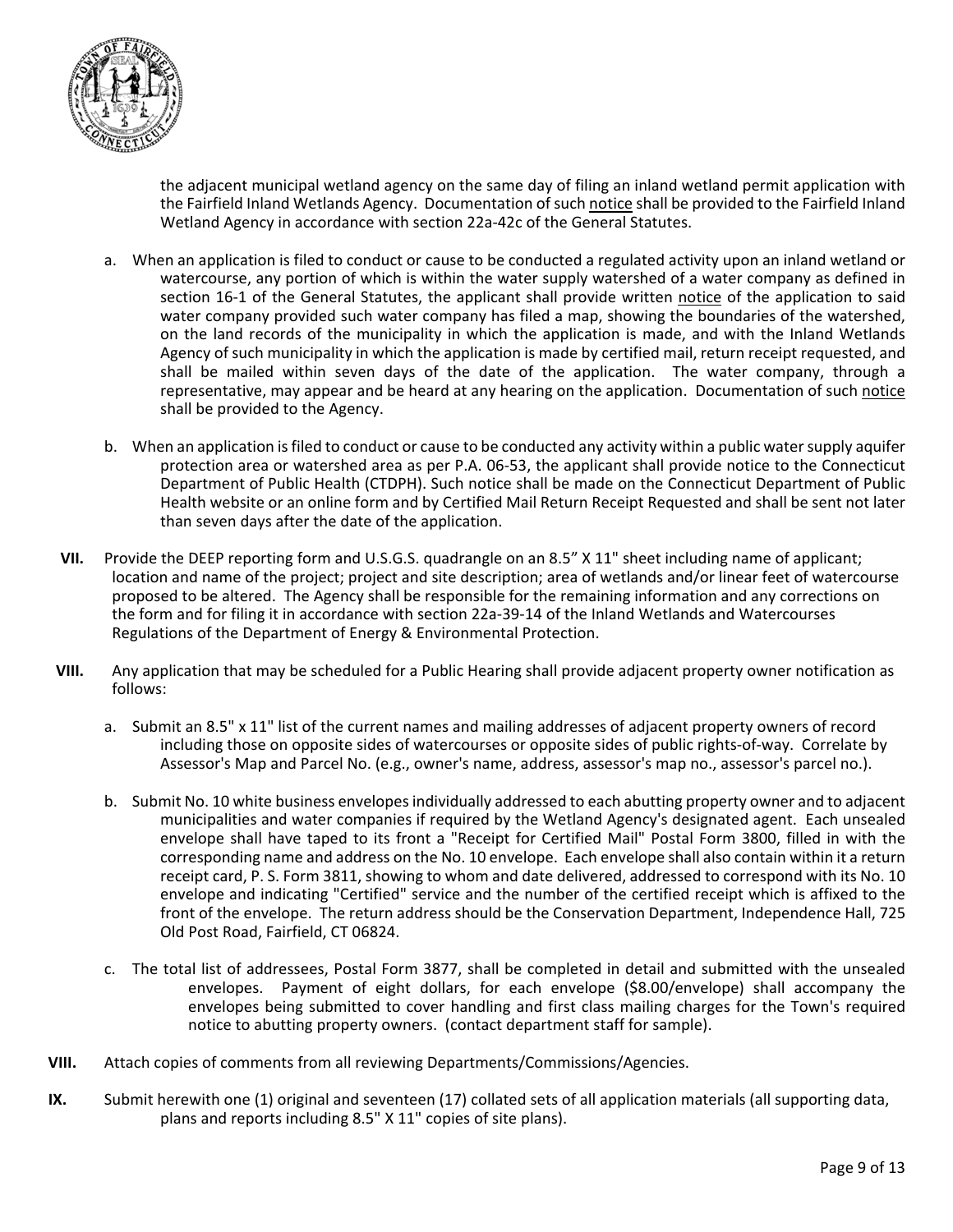the adjacent municipal wetland agency on the same day of filing an inland wetland permit application with the Fairfield Inland Wetlands Agency. Documentation of such notice shall be provided to the Fairfield Inland Wetland Agency in accordance with section 22a-42c of the General Statutes.

a. When an application is filed to conduct or cause to be conducted a regulated activity upon an inland wetland or watercourse, any portion of which is within the water supply watershed of a water company as defined in section 16-1 of the General Statutes, the applicant shall provide written notice of the application to said water company provided such water company has filed a map, showing the boundaries of the watershed, on the land records of the municipality in which the application is made, and with the Inland Wetlands Agency of such municipality in which the application is made by certified mail, return receipt requested, and shall be mailed within seven days of the date of the application. The water company, through a representative, may appear and be heard at any hearing on the application. Documentation of such notice shall be provided to the Agency.

b. When an application is filed to conduct or cause to be conducted any activity within a public water supply aquifer protection area or watershed area as per P.A. 06-53, the applicant shall provide notice to the Connecticut Department of Public Health (CTDPH). Such notice shall be made on the Connecticut Department of Public Health website or an online form and by Certified Mail Return Receipt Requested and shall be sent not later than seven days after the date of the application.

**VII.** Provide the DEEP reporting form and U.S.G.S. quadrangle on an 8.5" X 11" sheet including name of applicant; location and name of the project; project and site description; area of wetlands and/or linear feet of watercourse proposed to be altered. The Agency shall be responsible for the remaining information and any corrections on the form and for filing it in accordance with section 22a-39-14 of the Inland Wetlands and Watercourses Regulations of the Department of Energy & Environmental Protection.

**VIII.** Any application that may be scheduled for a Public Hearing shall provide adjacent property owner notification as follows:

a. Submit an 8.5" x 11" list of the current names and mailing addresses of adjacent property owners of record including those on opposite sides of watercourses or opposite sides of public rights-of-way. Correlate by Assessor's Map and Parcel No. (e.g., owner's name, address, assessor's map no., assessor's parcel no.).

b. Submit No. 10 white business envelopes individually addressed to each abutting property owner and to adjacent municipalities and water companies if required by the Wetland Agency's designated agent. Each unsealed envelope shall have taped to its front a "Receipt for Certified Mail" Postal Form 3800, filled in with the corresponding name and address on the No. 10 envelope. Each envelope shall also contain within it a return receipt card, P. S. Form 3811, showing to whom and date delivered, addressed to correspond with its No. 10 envelope and indicating "Certified" service and the number of the certified receipt which is affixed to the front of the envelope. The return address should be the Conservation Department, Independence Hall, 725 Old Post Road, Fairfield, CT 06824.

c. The total list of addressees, Postal Form 3877, shall be completed in detail and submitted with the unsealed envelopes. Payment of eight dollars, for each envelope ($8.00/envelope) shall accompany the envelopes being submitted to cover handling and first class mailing charges for the Town's required notice to abutting property owners. (contact department staff for sample).

**VIII.** Attach copies of comments from all reviewing Departments/Commissions/Agencies.

**IX.** Submit herewith one (1) original and seventeen (17) collated sets of all application materials (all supporting data, plans and reports including 8.5" X 11" copies of site plans).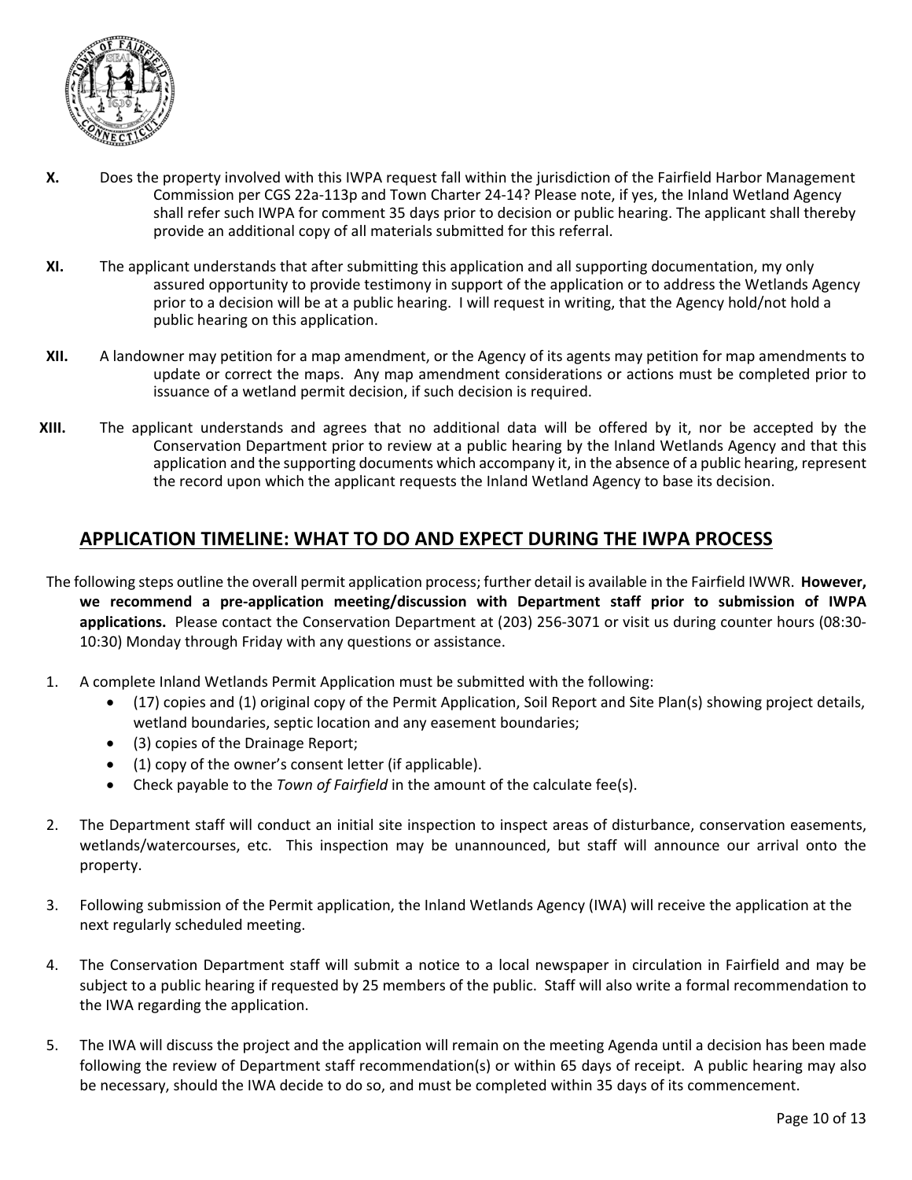**X.** Does the property involved with this IWPA request fall within the jurisdiction of the Fairfield Harbor Management Commission per CGS 22a-113p and Town Charter 24-14? Please note, if yes, the Inland Wetland Agency shall refer such IWPA for comment 35 days prior to decision or public hearing. The applicant shall thereby provide an additional copy of all materials submitted for this referral.

**XI.** The applicant understands that after submitting this application and all supporting documentation, my only assured opportunity to provide testimony in support of the application or to address the Wetlands Agency prior to a decision will be at a public hearing. I will request in writing, that the Agency hold/not hold a public hearing on this application.

**XII.** A landowner may petition for a map amendment, or the Agency of its agents may petition for map amendments to update or correct the maps. Any map amendment considerations or actions must be completed prior to issuance of a wetland permit decision, if such decision is required.

**XIII.** The applicant understands and agrees that no additional data will be offered by it, nor be accepted by the Conservation Department prior to review at a public hearing by the Inland Wetlands Agency and that this application and the supporting documents which accompany it, in the absence of a public hearing, represent the record upon which the applicant requests the Inland Wetland Agency to base its decision.

## APPLICATION TIMELINE: WHAT TO DO AND EXPECT DURING THE IWPA PROCESS

The following steps outline the overall permit application process; further detail is available in the Fairfield IWWR. **However, we recommend a pre-application meeting/discussion with Department staff prior to submission of IWPA applications.** Please contact the Conservation Department at (203) 256-3071 or visit us during counter hours (08:30-10:30) Monday through Friday with any questions or assistance.

1. A complete Inland Wetlands Permit Application must be submitted with the following:
   - (17) copies and (1) original copy of the Permit Application, Soil Report and Site Plan(s) showing project details, wetland boundaries, septic location and any easement boundaries;
   - (3) copies of the Drainage Report;
   - (1) copy of the owner's consent letter (if applicable).
   - Check payable to the *Town of Fairfield* in the amount of the calculate fee(s).

2. The Department staff will conduct an initial site inspection to inspect areas of disturbance, conservation easements, wetlands/watercourses, etc. This inspection may be unannounced, but staff will announce our arrival onto the property.

3. Following submission of the Permit application, the Inland Wetlands Agency (IWA) will receive the application at the next regularly scheduled meeting.

4. The Conservation Department staff will submit a notice to a local newspaper in circulation in Fairfield and may be subject to a public hearing if requested by 25 members of the public. Staff will also write a formal recommendation to the IWA regarding the application.

5. The IWA will discuss the project and the application will remain on the meeting Agenda until a decision has been made following the review of Department staff recommendation(s) or within 65 days of receipt. A public hearing may also be necessary, should the IWA decide to do so, and must be completed within 35 days of its commencement.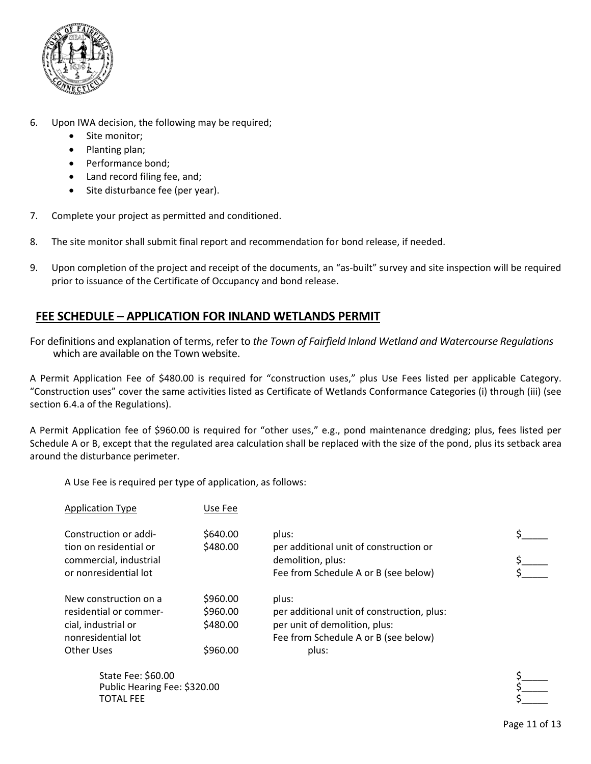6. Upon IWA decision, the following may be required;
   - Site monitor;
   - Planting plan;
   - Performance bond;
   - Land record filing fee, and;
   - Site disturbance fee (per year).

7. Complete your project as permitted and conditioned.

8. The site monitor shall submit final report and recommendation for bond release, if needed.

9. Upon completion of the project and receipt of the documents, an "as-built" survey and site inspection will be required prior to issuance of the Certificate of Occupancy and bond release.

## FEE SCHEDULE – APPLICATION FOR INLAND WETLANDS PERMIT

For definitions and explanation of terms, refer to *the Town of Fairfield Inland Wetland and Watercourse Regulations* which are available on the Town website.

A Permit Application Fee of $480.00 is required for "construction uses," plus Use Fees listed per applicable Category. "Construction uses" cover the same activities listed as Certificate of Wetlands Conformance Categories (i) through (iii) (see section 6.4.a of the Regulations).

A Permit Application fee of $960.00 is required for "other uses," e.g., pond maintenance dredging; plus, fees listed per Schedule A or B, except that the regulated area calculation shall be replaced with the size of the pond, plus its setback area around the disturbance perimeter.

A Use Fee is required per type of application, as follows:

| Application Type | Use Fee | | |
|---|---|---|---|
| Construction or addition on residential or commercial, industrial or nonresidential lot | $640.00 | plus: | $_____ |
| | $480.00 | per additional unit of construction or demolition, plus: | $_____ |
| | | Fee from Schedule A or B (see below) | $_____ |
| New construction on a residential or commercial, industrial or nonresidential lot | $960.00 | plus: | |
| | $960.00 | per additional unit of construction, plus: | |
| | $480.00 | per unit of demolition, plus: | |
| | | Fee from Schedule A or B (see below) | |
| Other Uses | $960.00 | plus: | |

State Fee: $60.00 $_____

Public Hearing Fee: $320.00 $_____

TOTAL FEE $_____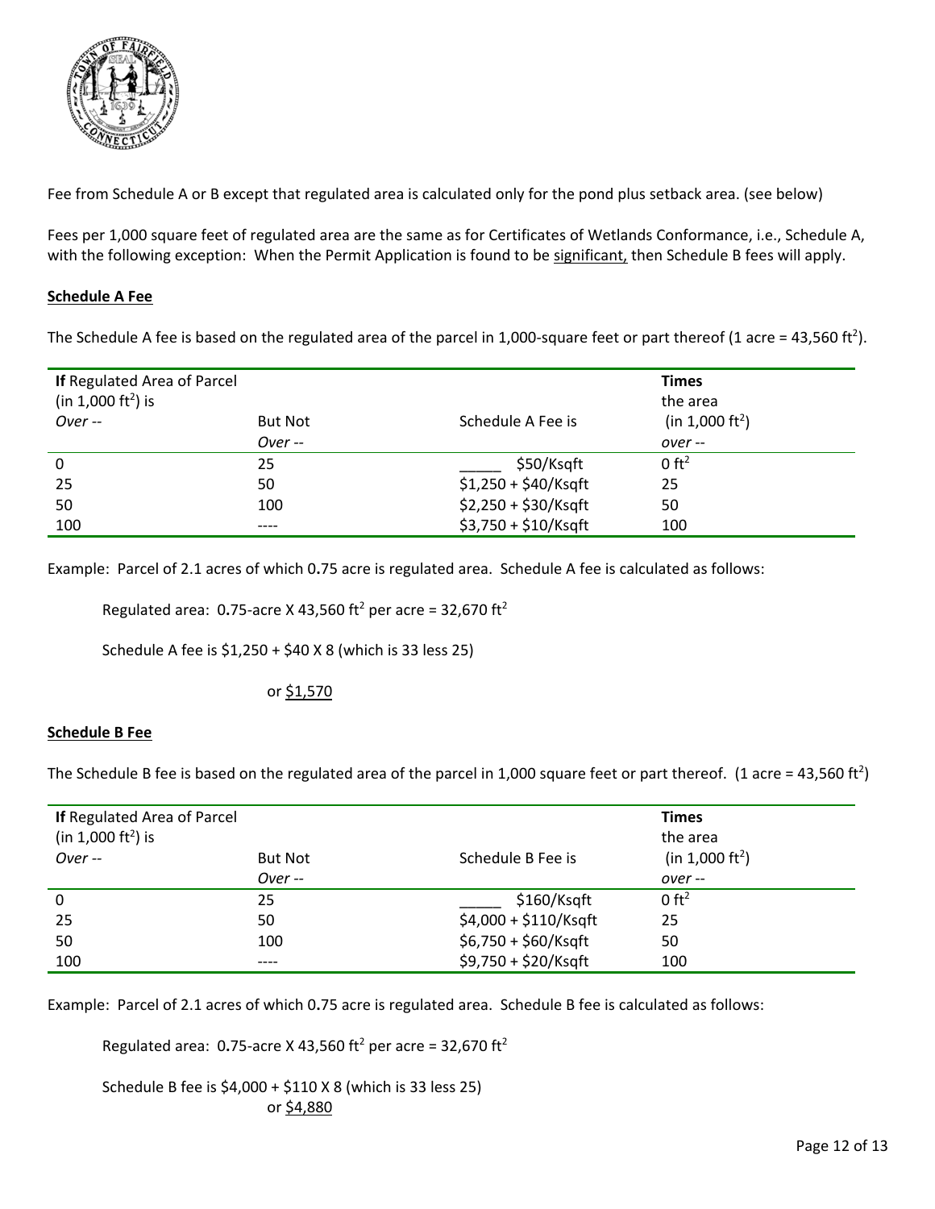Fee from Schedule A or B except that regulated area is calculated only for the pond plus setback area. (see below)

Fees per 1,000 square feet of regulated area are the same as for Certificates of Wetlands Conformance, i.e., Schedule A, with the following exception: When the Permit Application is found to be significant, then Schedule B fees will apply.

**Schedule A Fee**

The Schedule A fee is based on the regulated area of the parcel in 1,000-square feet or part thereof (1 acre = 43,560 ft$^2$).

| **If** Regulated Area of Parcel (in 1,000 ft$^2$) is *Over --* | But Not *Over --* | Schedule A Fee is | **Times** the area (in 1,000 ft$^2$) *over --* |
|---|---|---|---|
| 0 | 25 | _____ $50/Ksqft | 0 ft$^2$ |
| 25 | 50 | $1,250 + $40/Ksqft | 25 |
| 50 | 100 | $2,250 + $30/Ksqft | 50 |
| 100 | ---- | $3,750 + $10/Ksqft | 100 |

Example: Parcel of 2.1 acres of which 0.75 acre is regulated area. Schedule A fee is calculated as follows:

Regulated area: 0.75-acre X 43,560 ft$^2$ per acre = 32,670 ft$^2$

Schedule A fee is $1,250 + $40 X 8 (which is 33 less 25)

or $1,570

**Schedule B Fee**

The Schedule B fee is based on the regulated area of the parcel in 1,000 square feet or part thereof. (1 acre = 43,560 ft$^2$)

| **If** Regulated Area of Parcel (in 1,000 ft$^2$) is *Over --* | But Not *Over --* | Schedule B Fee is | **Times** the area (in 1,000 ft$^2$) *over --* |
|---|---|---|---|
| 0 | 25 | _____ $160/Ksqft | 0 ft$^2$ |
| 25 | 50 | $4,000 + $110/Ksqft | 25 |
| 50 | 100 | $6,750 + $60/Ksqft | 50 |
| 100 | ---- | $9,750 + $20/Ksqft | 100 |

Example: Parcel of 2.1 acres of which 0.75 acre is regulated area. Schedule B fee is calculated as follows:

Regulated area: 0.75-acre X 43,560 ft$^2$ per acre = 32,670 ft$^2$

Schedule B fee is $4,000 + $110 X 8 (which is 33 less 25)
or $4,880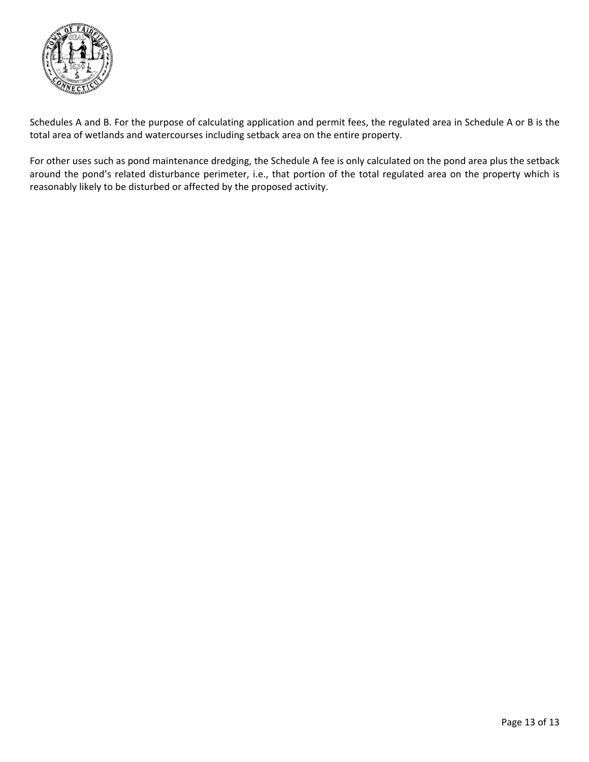Schedules A and B. For the purpose of calculating application and permit fees, the regulated area in Schedule A or B is the total area of wetlands and watercourses including setback area on the entire property.

For other uses such as pond maintenance dredging, the Schedule A fee is only calculated on the pond area plus the setback around the pond's related disturbance perimeter, i.e., that portion of the total regulated area on the property which is reasonably likely to be disturbed or affected by the proposed activity.